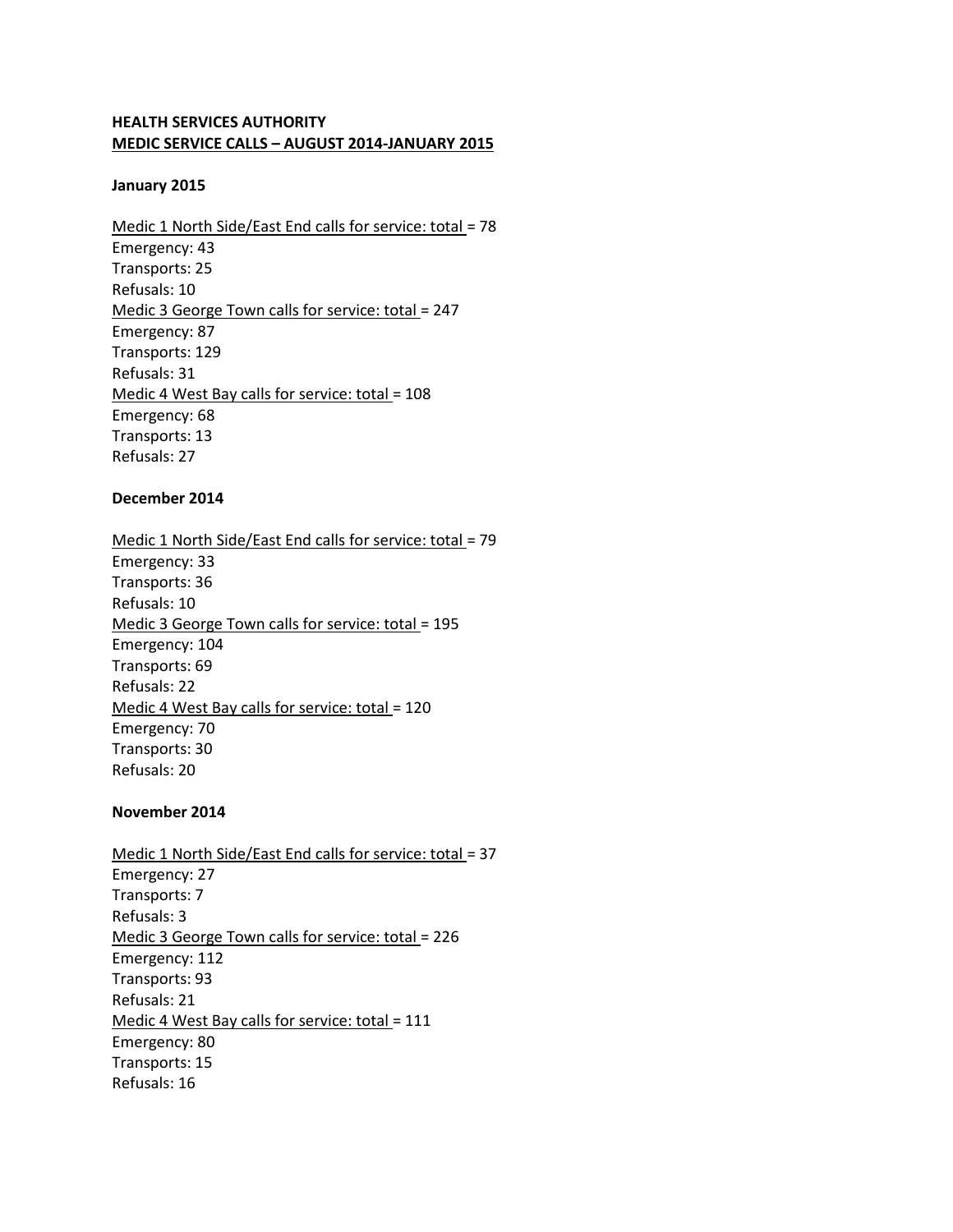**HEALTH SERVICES AUTHORITY**
**<u>MEDIC SERVICE CALLS – AUGUST 2014-JANUARY 2015</u>**

**January 2015**

<u>Medic 1 North Side/East End calls for service: total</u> = 78
Emergency: 43
Transports: 25
Refusals: 10
<u>Medic 3 George Town calls for service: total</u> = 247
Emergency: 87
Transports: 129
Refusals: 31
<u>Medic 4 West Bay calls for service: total</u> = 108
Emergency: 68
Transports: 13
Refusals: 27

**December 2014**

<u>Medic 1 North Side/East End calls for service: total</u> = 79
Emergency: 33
Transports: 36
Refusals: 10
<u>Medic 3 George Town calls for service: total</u> = 195
Emergency: 104
Transports: 69
Refusals: 22
<u>Medic 4 West Bay calls for service: total</u> = 120
Emergency: 70
Transports: 30
Refusals: 20

**November 2014**

<u>Medic 1 North Side/East End calls for service: total</u> = 37
Emergency: 27
Transports: 7
Refusals: 3
<u>Medic 3 George Town calls for service: total</u> = 226
Emergency: 112
Transports: 93
Refusals: 21
<u>Medic 4 West Bay calls for service: total</u> = 111
Emergency: 80
Transports: 15
Refusals: 16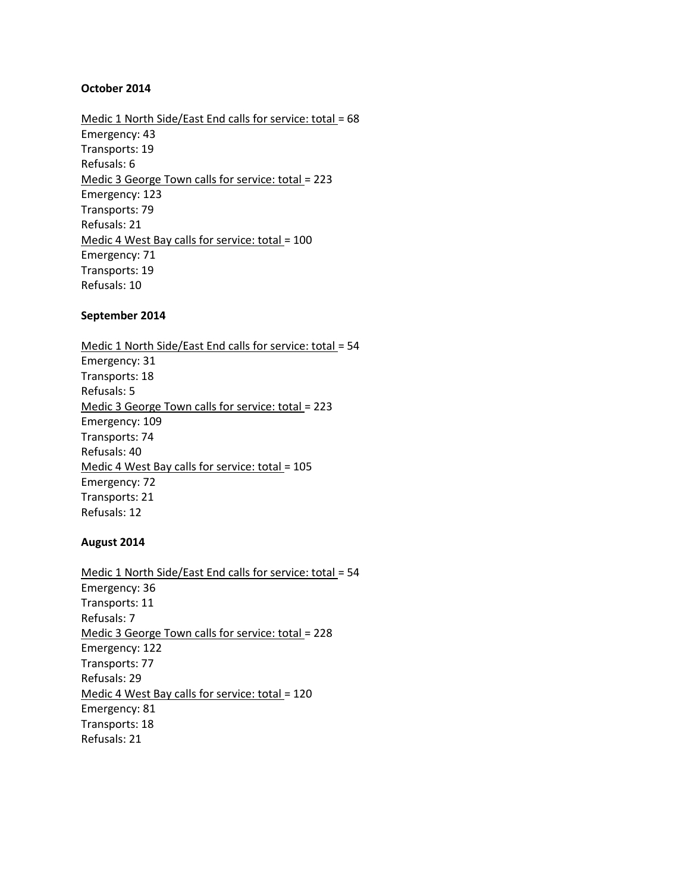**October 2014**

Medic 1 North Side/East End calls for service: total = 68
Emergency: 43
Transports: 19
Refusals: 6
Medic 3 George Town calls for service: total = 223
Emergency: 123
Transports: 79
Refusals: 21
Medic 4 West Bay calls for service: total = 100
Emergency: 71
Transports: 19
Refusals: 10

**September 2014**

Medic 1 North Side/East End calls for service: total = 54
Emergency: 31
Transports: 18
Refusals: 5
Medic 3 George Town calls for service: total = 223
Emergency: 109
Transports: 74
Refusals: 40
Medic 4 West Bay calls for service: total = 105
Emergency: 72
Transports: 21
Refusals: 12

**August 2014**

Medic 1 North Side/East End calls for service: total = 54
Emergency: 36
Transports: 11
Refusals: 7
Medic 3 George Town calls for service: total = 228
Emergency: 122
Transports: 77
Refusals: 29
Medic 4 West Bay calls for service: total = 120
Emergency: 81
Transports: 18
Refusals: 21